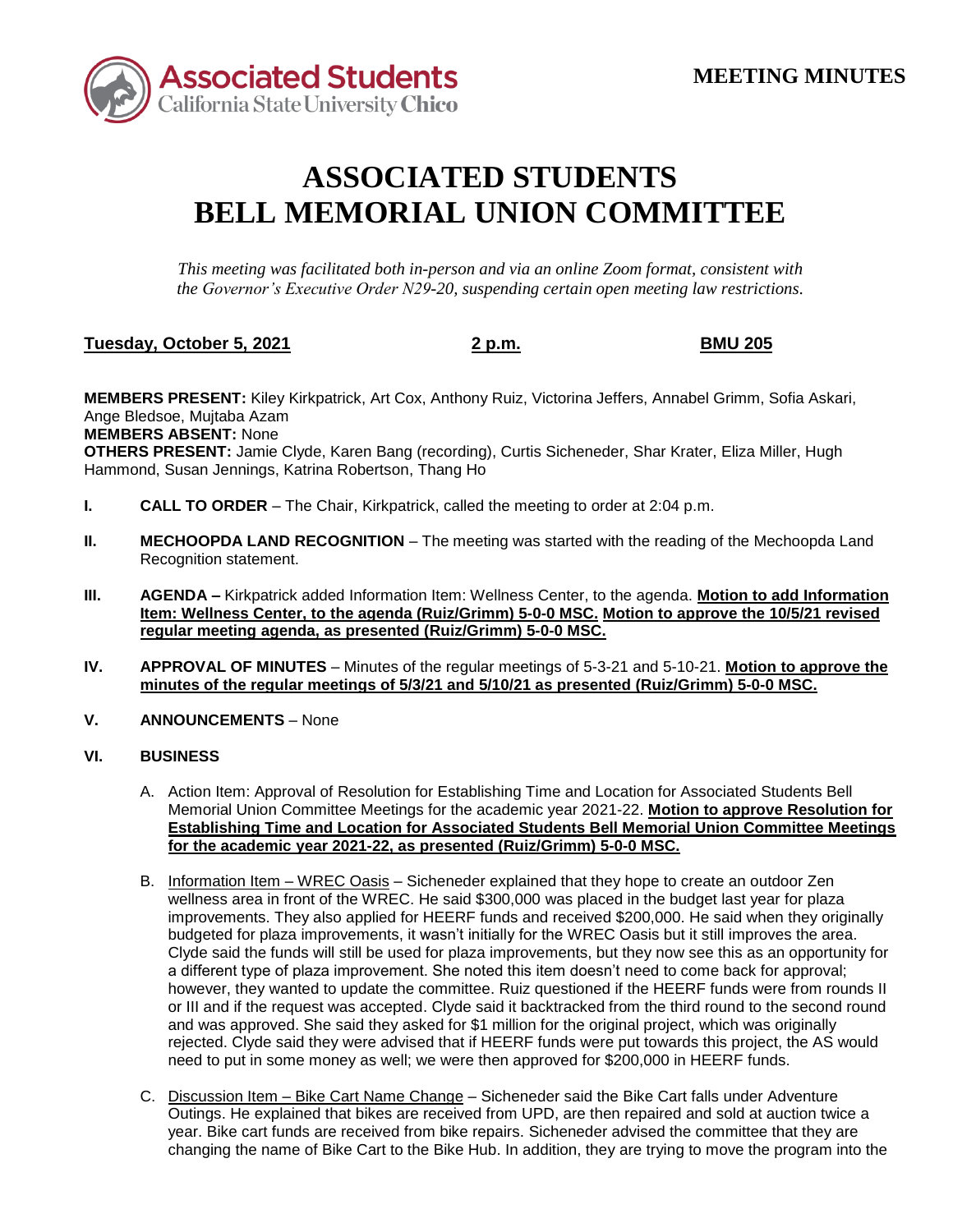**MEETING MINUTES**

# ASSOCIATED STUDENTS
# BELL MEMORIAL UNION COMMITTEE

*This meeting was facilitated both in-person and via an online Zoom format, consistent with the Governor's Executive Order N29-20, suspending certain open meeting law restrictions.*

**Tuesday, October 5, 2021** **2 p.m.** **BMU 205**

**MEMBERS PRESENT:** Kiley Kirkpatrick, Art Cox, Anthony Ruiz, Victorina Jeffers, Annabel Grimm, Sofia Askari, Ange Bledsoe, Mujtaba Azam
**MEMBERS ABSENT:** None
**OTHERS PRESENT:** Jamie Clyde, Karen Bang (recording), Curtis Sicheneder, Shar Krater, Eliza Miller, Hugh Hammond, Susan Jennings, Katrina Robertson, Thang Ho

**I. CALL TO ORDER** – The Chair, Kirkpatrick, called the meeting to order at 2:04 p.m.

**II. MECHOOPDA LAND RECOGNITION** – The meeting was started with the reading of the Mechoopda Land Recognition statement.

**III. AGENDA –** Kirkpatrick added Information Item: Wellness Center, to the agenda. **Motion to add Information Item: Wellness Center, to the agenda (Ruiz/Grimm) 5-0-0 MSC. Motion to approve the 10/5/21 revised regular meeting agenda, as presented (Ruiz/Grimm) 5-0-0 MSC.**

**IV. APPROVAL OF MINUTES** – Minutes of the regular meetings of 5-3-21 and 5-10-21. **Motion to approve the minutes of the regular meetings of 5/3/21 and 5/10/21 as presented (Ruiz/Grimm) 5-0-0 MSC.**

**V. ANNOUNCEMENTS** – None

**VI. BUSINESS**

A. Action Item: Approval of Resolution for Establishing Time and Location for Associated Students Bell Memorial Union Committee Meetings for the academic year 2021-22. **Motion to approve Resolution for Establishing Time and Location for Associated Students Bell Memorial Union Committee Meetings for the academic year 2021-22, as presented (Ruiz/Grimm) 5-0-0 MSC.**

B. Information Item – WREC Oasis – Sicheneder explained that they hope to create an outdoor Zen wellness area in front of the WREC. He said $300,000 was placed in the budget last year for plaza improvements. They also applied for HEERF funds and received $200,000. He said when they originally budgeted for plaza improvements, it wasn't initially for the WREC Oasis but it still improves the area. Clyde said the funds will still be used for plaza improvements, but they now see this as an opportunity for a different type of plaza improvement. She noted this item doesn't need to come back for approval; however, they wanted to update the committee. Ruiz questioned if the HEERF funds were from rounds II or III and if the request was accepted. Clyde said it backtracked from the third round to the second round and was approved. She said they asked for $1 million for the original project, which was originally rejected. Clyde said they were advised that if HEERF funds were put towards this project, the AS would need to put in some money as well; we were then approved for $200,000 in HEERF funds.

C. Discussion Item – Bike Cart Name Change – Sicheneder said the Bike Cart falls under Adventure Outings. He explained that bikes are received from UPD, are then repaired and sold at auction twice a year. Bike cart funds are received from bike repairs. Sicheneder advised the committee that they are changing the name of Bike Cart to the Bike Hub. In addition, they are trying to move the program into the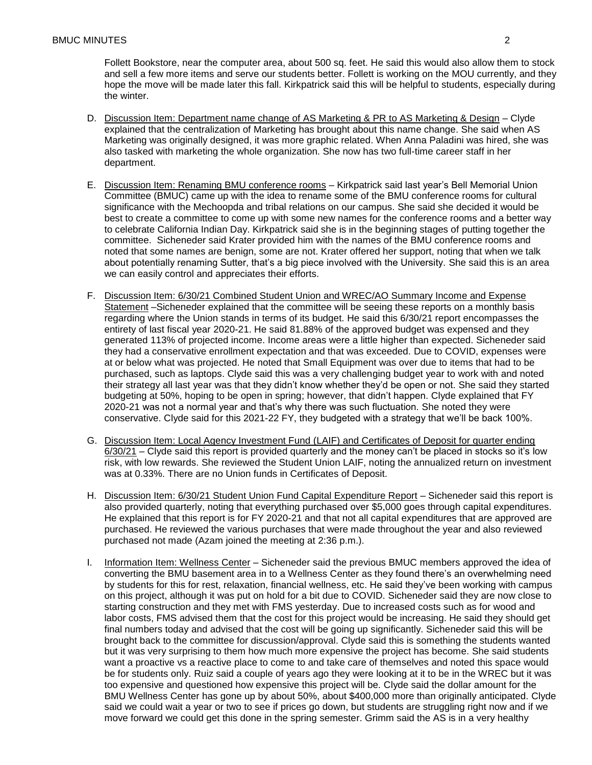Follett Bookstore, near the computer area, about 500 sq. feet. He said this would also allow them to stock and sell a few more items and serve our students better. Follett is working on the MOU currently, and they hope the move will be made later this fall. Kirkpatrick said this will be helpful to students, especially during the winter.

D. Discussion Item: Department name change of AS Marketing & PR to AS Marketing & Design – Clyde explained that the centralization of Marketing has brought about this name change. She said when AS Marketing was originally designed, it was more graphic related. When Anna Paladini was hired, she was also tasked with marketing the whole organization. She now has two full-time career staff in her department.

E. Discussion Item: Renaming BMU conference rooms – Kirkpatrick said last year's Bell Memorial Union Committee (BMUC) came up with the idea to rename some of the BMU conference rooms for cultural significance with the Mechoopda and tribal relations on our campus. She said she decided it would be best to create a committee to come up with some new names for the conference rooms and a better way to celebrate California Indian Day. Kirkpatrick said she is in the beginning stages of putting together the committee. Sicheneder said Krater provided him with the names of the BMU conference rooms and noted that some names are benign, some are not. Krater offered her support, noting that when we talk about potentially renaming Sutter, that's a big piece involved with the University. She said this is an area we can easily control and appreciates their efforts.

F. Discussion Item: 6/30/21 Combined Student Union and WREC/AO Summary Income and Expense Statement –Sicheneder explained that the committee will be seeing these reports on a monthly basis regarding where the Union stands in terms of its budget. He said this 6/30/21 report encompasses the entirety of last fiscal year 2020-21. He said 81.88% of the approved budget was expensed and they generated 113% of projected income. Income areas were a little higher than expected. Sicheneder said they had a conservative enrollment expectation and that was exceeded. Due to COVID, expenses were at or below what was projected. He noted that Small Equipment was over due to items that had to be purchased, such as laptops. Clyde said this was a very challenging budget year to work with and noted their strategy all last year was that they didn't know whether they'd be open or not. She said they started budgeting at 50%, hoping to be open in spring; however, that didn't happen. Clyde explained that FY 2020-21 was not a normal year and that's why there was such fluctuation. She noted they were conservative. Clyde said for this 2021-22 FY, they budgeted with a strategy that we'll be back 100%.

G. Discussion Item: Local Agency Investment Fund (LAIF) and Certificates of Deposit for quarter ending 6/30/21 – Clyde said this report is provided quarterly and the money can't be placed in stocks so it's low risk, with low rewards. She reviewed the Student Union LAIF, noting the annualized return on investment was at 0.33%. There are no Union funds in Certificates of Deposit.

H. Discussion Item: 6/30/21 Student Union Fund Capital Expenditure Report – Sicheneder said this report is also provided quarterly, noting that everything purchased over $5,000 goes through capital expenditures. He explained that this report is for FY 2020-21 and that not all capital expenditures that are approved are purchased. He reviewed the various purchases that were made throughout the year and also reviewed purchased not made (Azam joined the meeting at 2:36 p.m.).

I. Information Item: Wellness Center – Sicheneder said the previous BMUC members approved the idea of converting the BMU basement area in to a Wellness Center as they found there's an overwhelming need by students for this for rest, relaxation, financial wellness, etc. He said they've been working with campus on this project, although it was put on hold for a bit due to COVID. Sicheneder said they are now close to starting construction and they met with FMS yesterday. Due to increased costs such as for wood and labor costs, FMS advised them that the cost for this project would be increasing. He said they should get final numbers today and advised that the cost will be going up significantly. Sicheneder said this will be brought back to the committee for discussion/approval. Clyde said this is something the students wanted but it was very surprising to them how much more expensive the project has become. She said students want a proactive vs a reactive place to come to and take care of themselves and noted this space would be for students only. Ruiz said a couple of years ago they were looking at it to be in the WREC but it was too expensive and questioned how expensive this project will be. Clyde said the dollar amount for the BMU Wellness Center has gone up by about 50%, about $400,000 more than originally anticipated. Clyde said we could wait a year or two to see if prices go down, but students are struggling right now and if we move forward we could get this done in the spring semester. Grimm said the AS is in a very healthy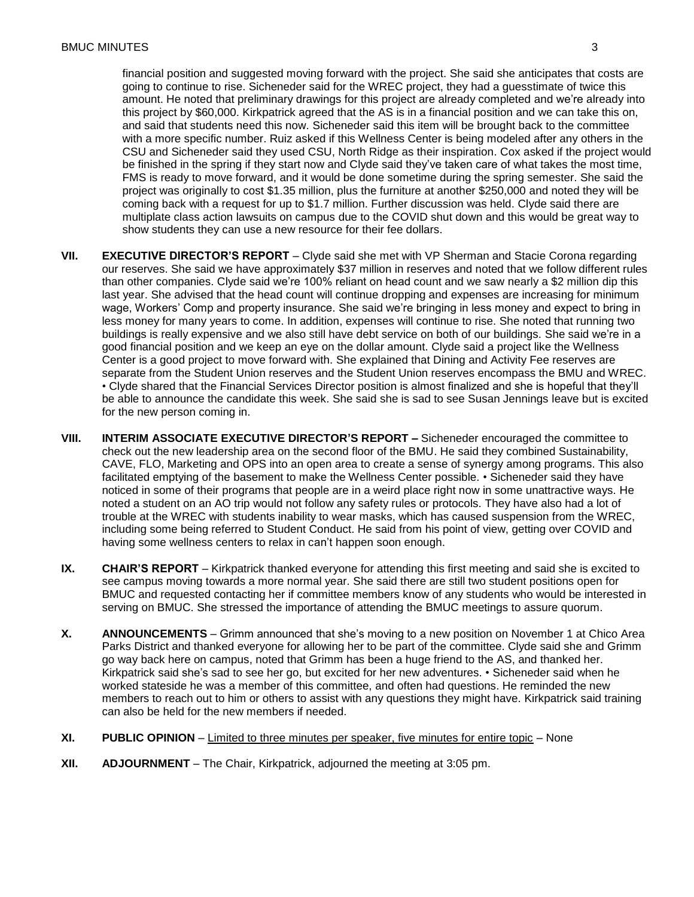financial position and suggested moving forward with the project. She said she anticipates that costs are going to continue to rise. Sicheneder said for the WREC project, they had a guesstimate of twice this amount. He noted that preliminary drawings for this project are already completed and we're already into this project by $60,000. Kirkpatrick agreed that the AS is in a financial position and we can take this on, and said that students need this now. Sicheneder said this item will be brought back to the committee with a more specific number. Ruiz asked if this Wellness Center is being modeled after any others in the CSU and Sicheneder said they used CSU, North Ridge as their inspiration. Cox asked if the project would be finished in the spring if they start now and Clyde said they've taken care of what takes the most time, FMS is ready to move forward, and it would be done sometime during the spring semester. She said the project was originally to cost $1.35 million, plus the furniture at another $250,000 and noted they will be coming back with a request for up to $1.7 million. Further discussion was held. Clyde said there are multiplate class action lawsuits on campus due to the COVID shut down and this would be great way to show students they can use a new resource for their fee dollars.

**VII. EXECUTIVE DIRECTOR'S REPORT** – Clyde said she met with VP Sherman and Stacie Corona regarding our reserves. She said we have approximately $37 million in reserves and noted that we follow different rules than other companies. Clyde said we're 100% reliant on head count and we saw nearly a $2 million dip this last year. She advised that the head count will continue dropping and expenses are increasing for minimum wage, Workers' Comp and property insurance. She said we're bringing in less money and expect to bring in less money for many years to come. In addition, expenses will continue to rise. She noted that running two buildings is really expensive and we also still have debt service on both of our buildings. She said we're in a good financial position and we keep an eye on the dollar amount. Clyde said a project like the Wellness Center is a good project to move forward with. She explained that Dining and Activity Fee reserves are separate from the Student Union reserves and the Student Union reserves encompass the BMU and WREC. • Clyde shared that the Financial Services Director position is almost finalized and she is hopeful that they'll be able to announce the candidate this week. She said she is sad to see Susan Jennings leave but is excited for the new person coming in.

**VIII. INTERIM ASSOCIATE EXECUTIVE DIRECTOR'S REPORT –** Sicheneder encouraged the committee to check out the new leadership area on the second floor of the BMU. He said they combined Sustainability, CAVE, FLO, Marketing and OPS into an open area to create a sense of synergy among programs. This also facilitated emptying of the basement to make the Wellness Center possible. • Sicheneder said they have noticed in some of their programs that people are in a weird place right now in some unattractive ways. He noted a student on an AO trip would not follow any safety rules or protocols. They have also had a lot of trouble at the WREC with students inability to wear masks, which has caused suspension from the WREC, including some being referred to Student Conduct. He said from his point of view, getting over COVID and having some wellness centers to relax in can't happen soon enough.

**IX. CHAIR'S REPORT** – Kirkpatrick thanked everyone for attending this first meeting and said she is excited to see campus moving towards a more normal year. She said there are still two student positions open for BMUC and requested contacting her if committee members know of any students who would be interested in serving on BMUC. She stressed the importance of attending the BMUC meetings to assure quorum.

**X. ANNOUNCEMENTS** – Grimm announced that she's moving to a new position on November 1 at Chico Area Parks District and thanked everyone for allowing her to be part of the committee. Clyde said she and Grimm go way back here on campus, noted that Grimm has been a huge friend to the AS, and thanked her. Kirkpatrick said she's sad to see her go, but excited for her new adventures. • Sicheneder said when he worked stateside he was a member of this committee, and often had questions. He reminded the new members to reach out to him or others to assist with any questions they might have. Kirkpatrick said training can also be held for the new members if needed.

**XI. PUBLIC OPINION** – Limited to three minutes per speaker, five minutes for entire topic – None

**XII. ADJOURNMENT** – The Chair, Kirkpatrick, adjourned the meeting at 3:05 pm.